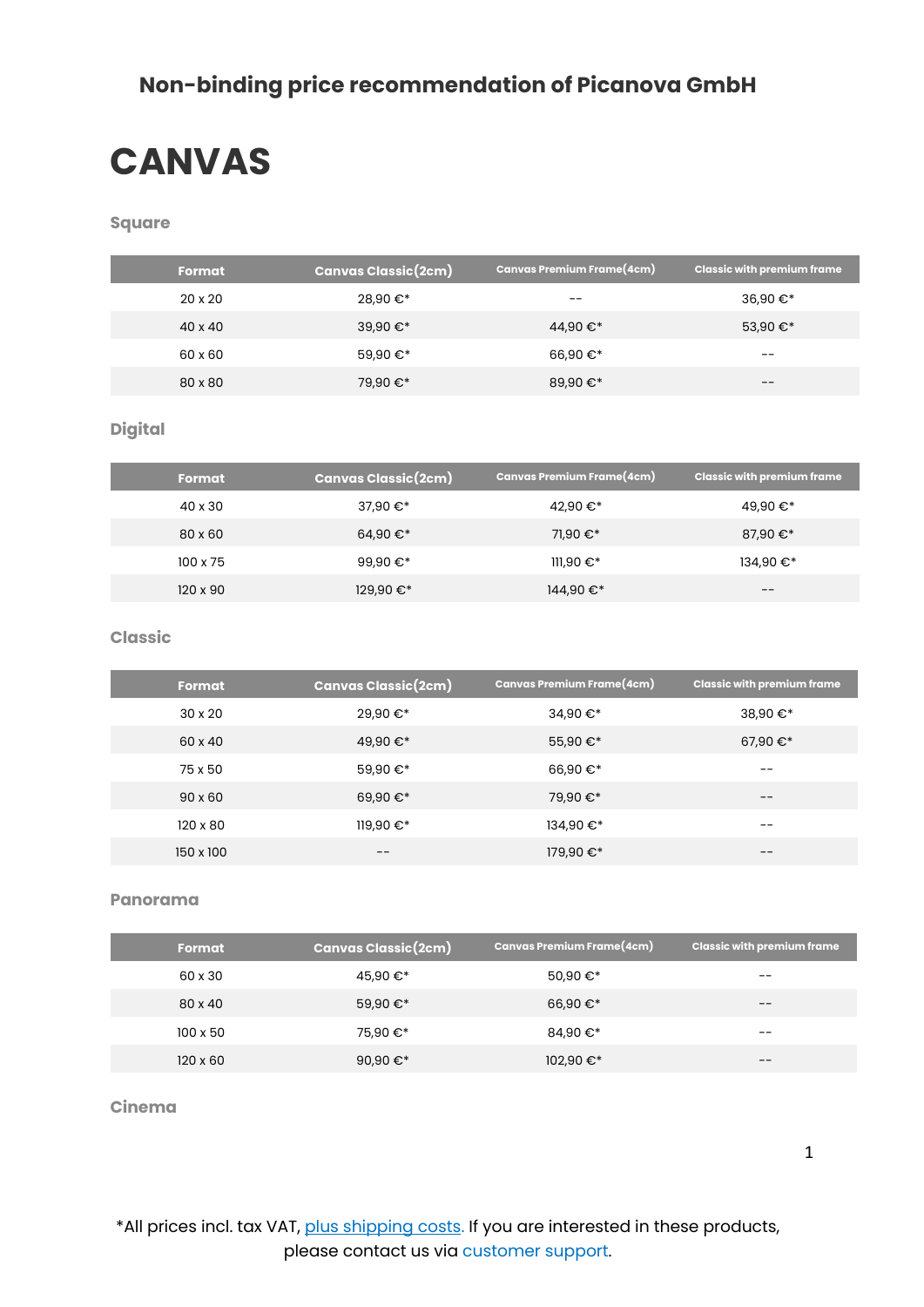**Non-binding price recommendation of Picanova GmbH**

# CANVAS

### Square

| Format | Canvas Classic(2cm) | Canvas Premium Frame(4cm) | Classic with premium frame |
| --- | --- | --- | --- |
| 20 x 20 | 28,90 €* | -- | 36,90 €* |
| 40 x 40 | 39,90 €* | 44,90 €* | 53,90 €* |
| 60 x 60 | 59,90 €* | 66,90 €* | -- |
| 80 x 80 | 79,90 €* | 89,90 €* | -- |

### Digital

| Format | Canvas Classic(2cm) | Canvas Premium Frame(4cm) | Classic with premium frame |
| --- | --- | --- | --- |
| 40 x 30 | 37,90 €* | 42,90 €* | 49,90 €* |
| 80 x 60 | 64,90 €* | 71,90 €* | 87,90 €* |
| 100 x 75 | 99,90 €* | 111,90 €* | 134,90 €* |
| 120 x 90 | 129,90 €* | 144,90 €* | -- |

### Classic

| Format | Canvas Classic(2cm) | Canvas Premium Frame(4cm) | Classic with premium frame |
| --- | --- | --- | --- |
| 30 x 20 | 29,90 €* | 34,90 €* | 38,90 €* |
| 60 x 40 | 49,90 €* | 55,90 €* | 67,90 €* |
| 75 x 50 | 59,90 €* | 66,90 €* | -- |
| 90 x 60 | 69,90 €* | 79,90 €* | -- |
| 120 x 80 | 119,90 €* | 134,90 €* | -- |
| 150 x 100 | -- | 179,90 €* | -- |

### Panorama

| Format | Canvas Classic(2cm) | Canvas Premium Frame(4cm) | Classic with premium frame |
| --- | --- | --- | --- |
| 60 x 30 | 45,90 €* | 50,90 €* | -- |
| 80 x 40 | 59,90 €* | 66,90 €* | -- |
| 100 x 50 | 75,90 €* | 84,90 €* | -- |
| 120 x 60 | 90,90 €* | 102,90 €* | -- |

### Cinema

*All prices incl. tax VAT, plus shipping costs. If you are interested in these products, please contact us via customer support.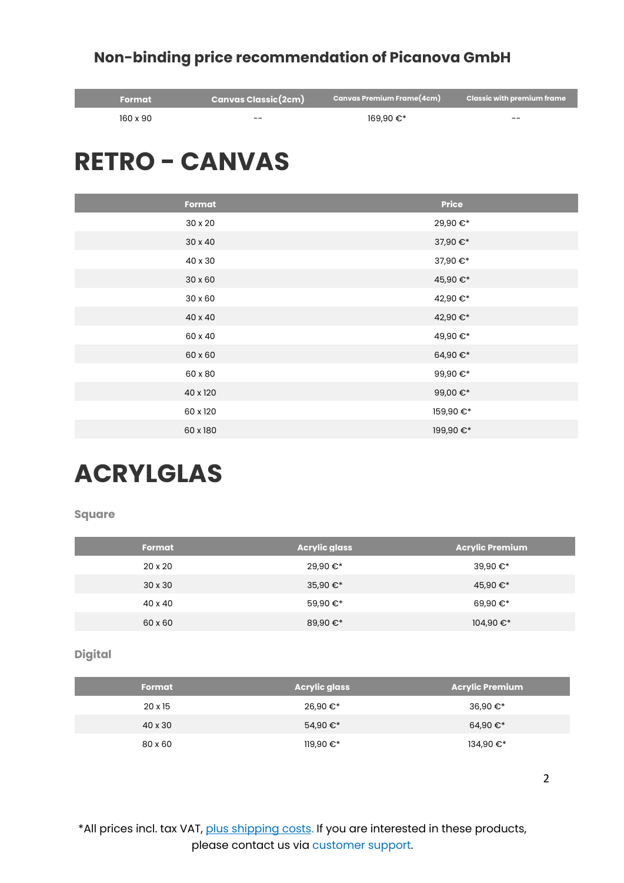## Non-binding price recommendation of Picanova GmbH

| Format | Canvas Classic(2cm) | Canvas Premium Frame(4cm) | Classic with premium frame |
|---|---|---|---|
| 160 x 90 | -- | 169,90 €* | -- |

# RETRO - CANVAS

| Format | Price |
|---|---|
| 30 x 20 | 29,90 €* |
| 30 x 40 | 37,90 €* |
| 40 x 30 | 37,90 €* |
| 30 x 60 | 45,90 €* |
| 30 x 60 | 42,90 €* |
| 40 x 40 | 42,90 €* |
| 60 x 40 | 49,90 €* |
| 60 x 60 | 64,90 €* |
| 60 x 80 | 99,90 €* |
| 40 x 120 | 99,00 €* |
| 60 x 120 | 159,90 €* |
| 60 x 180 | 199,90 €* |

# ACRYLGLAS

### Square

| Format | Acrylic glass | Acrylic Premium |
|---|---|---|
| 20 x 20 | 29,90 €* | 39,90 €* |
| 30 x 30 | 35,90 €* | 45,90 €* |
| 40 x 40 | 59,90 €* | 69,90 €* |
| 60 x 60 | 89,90 €* | 104,90 €* |

### Digital

| Format | Acrylic glass | Acrylic Premium |
|---|---|---|
| 20 x 15 | 26,90 €* | 36,90 €* |
| 40 x 30 | 54,90 €* | 64,90 €* |
| 80 x 60 | 119,90 €* | 134,90 €* |

*All prices incl. tax VAT, plus shipping costs. If you are interested in these products, please contact us via customer support.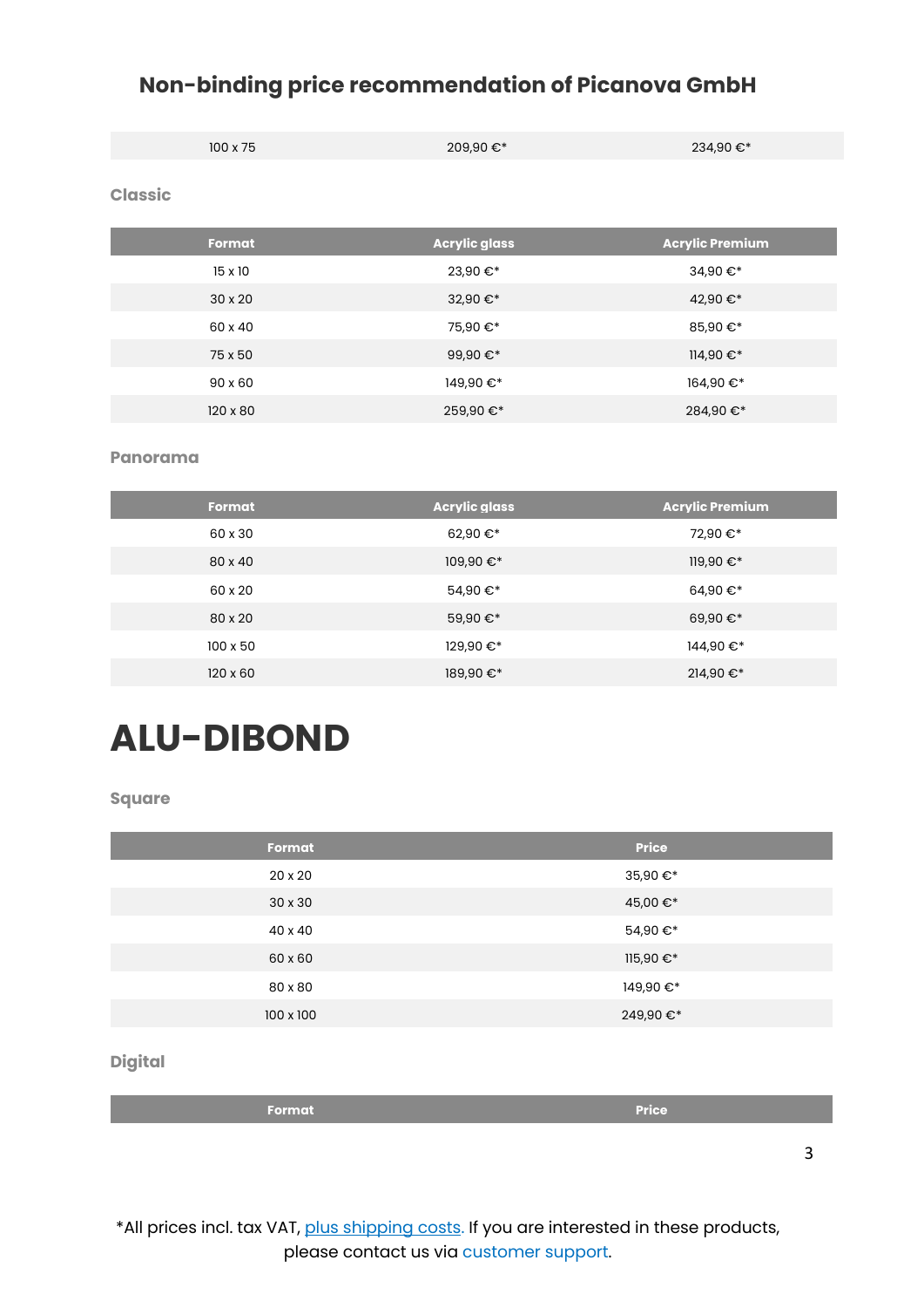## Non-binding price recommendation of Picanova GmbH

| | | |
|---|---|---|
| 100 x 75 | 209,90 €* | 234,90 €* |

### Classic

| Format | Acrylic glass | Acrylic Premium |
|---|---|---|
| 15 x 10 | 23,90 €* | 34,90 €* |
| 30 x 20 | 32,90 €* | 42,90 €* |
| 60 x 40 | 75,90 €* | 85,90 €* |
| 75 x 50 | 99,90 €* | 114,90 €* |
| 90 x 60 | 149,90 €* | 164,90 €* |
| 120 x 80 | 259,90 €* | 284,90 €* |

### Panorama

| Format | Acrylic glass | Acrylic Premium |
|---|---|---|
| 60 x 30 | 62,90 €* | 72,90 €* |
| 80 x 40 | 109,90 €* | 119,90 €* |
| 60 x 20 | 54,90 €* | 64,90 €* |
| 80 x 20 | 59,90 €* | 69,90 €* |
| 100 x 50 | 129,90 €* | 144,90 €* |
| 120 x 60 | 189,90 €* | 214,90 €* |

# ALU-DIBOND

### Square

| Format | Price |
|---|---|
| 20 x 20 | 35,90 €* |
| 30 x 30 | 45,00 €* |
| 40 x 40 | 54,90 €* |
| 60 x 60 | 115,90 €* |
| 80 x 80 | 149,90 €* |
| 100 x 100 | 249,90 €* |

### Digital

| Format | Price |
|---|---|

*All prices incl. tax VAT, plus shipping costs. If you are interested in these products, please contact us via customer support.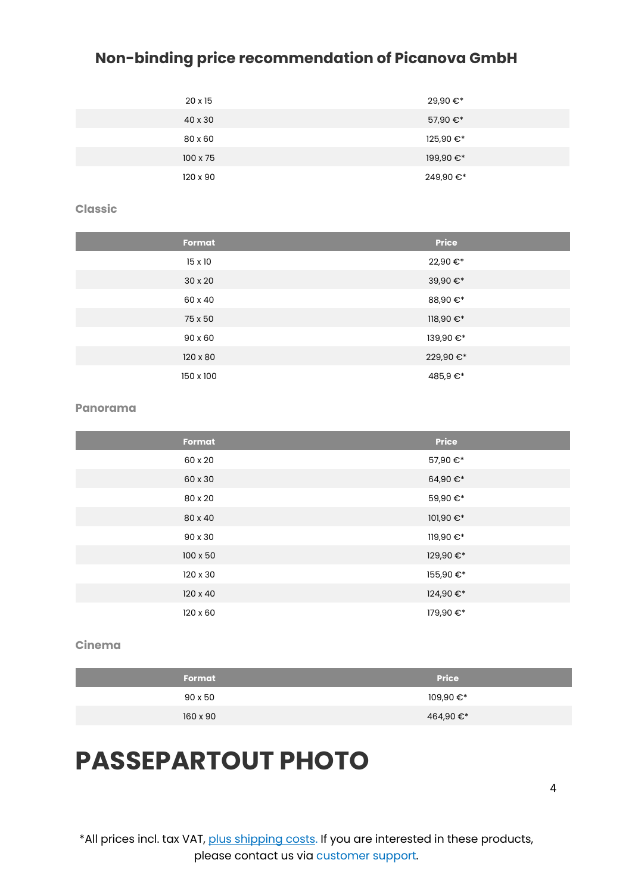## Non-binding price recommendation of Picanova GmbH

| | |
|---|---|
| 20 x 15 | 29,90 €* |
| 40 x 30 | 57,90 €* |
| 80 x 60 | 125,90 €* |
| 100 x 75 | 199,90 €* |
| 120 x 90 | 249,90 €* |

### Classic

| Format | Price |
|---|---|
| 15 x 10 | 22,90 €* |
| 30 x 20 | 39,90 €* |
| 60 x 40 | 88,90 €* |
| 75 x 50 | 118,90 €* |
| 90 x 60 | 139,90 €* |
| 120 x 80 | 229,90 €* |
| 150 x 100 | 485,9 €* |

### Panorama

| Format | Price |
|---|---|
| 60 x 20 | 57,90 €* |
| 60 x 30 | 64,90 €* |
| 80 x 20 | 59,90 €* |
| 80 x 40 | 101,90 €* |
| 90 x 30 | 119,90 €* |
| 100 x 50 | 129,90 €* |
| 120 x 30 | 155,90 €* |
| 120 x 40 | 124,90 €* |
| 120 x 60 | 179,90 €* |

### Cinema

| Format | Price |
|---|---|
| 90 x 50 | 109,90 €* |
| 160 x 90 | 464,90 €* |

# PASSEPARTOUT PHOTO

*All prices incl. tax VAT, plus shipping costs. If you are interested in these products, please contact us via customer support.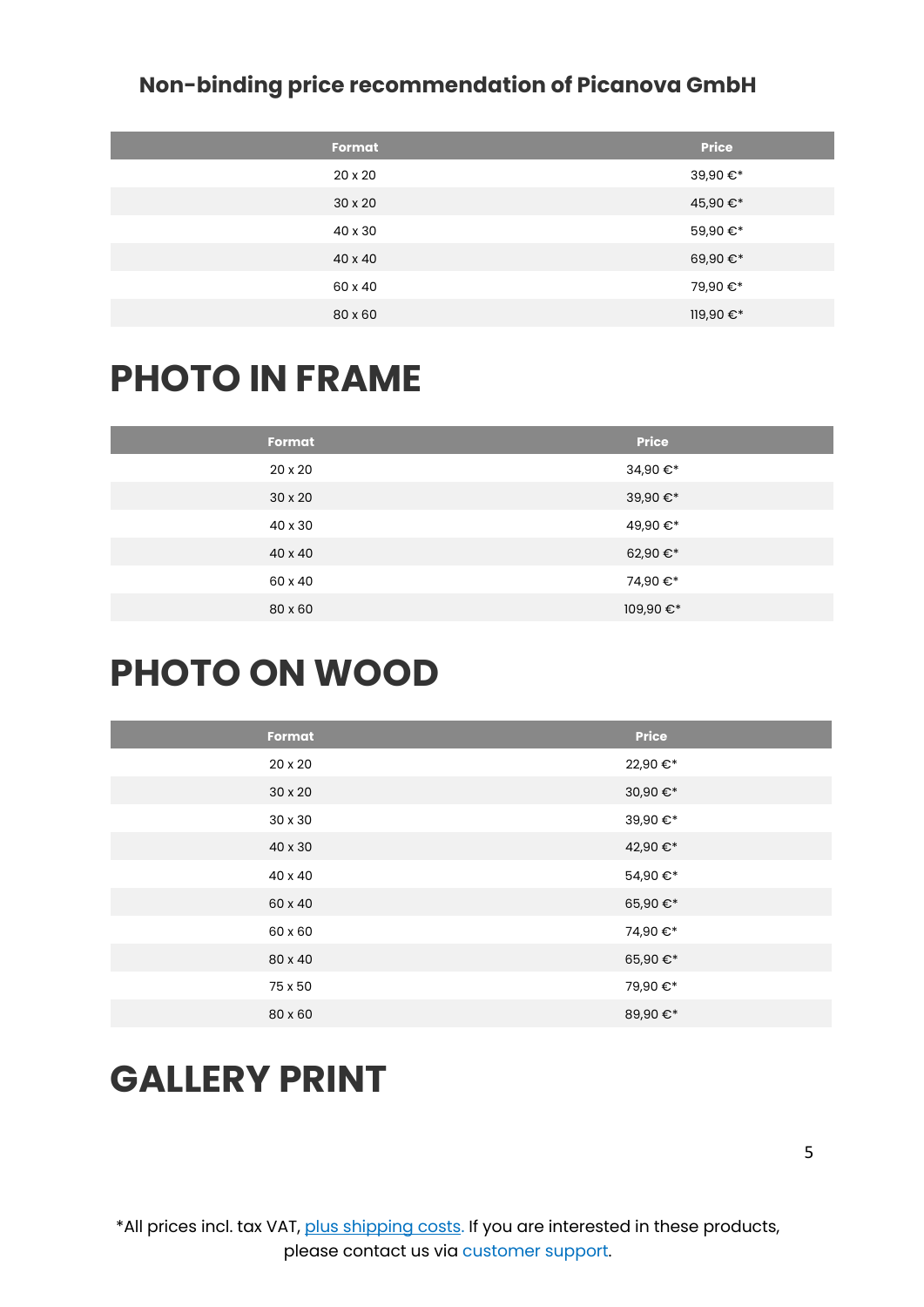## Non-binding price recommendation of Picanova GmbH

| Format | Price |
|---|---|
| 20 x 20 | 39,90 €* |
| 30 x 20 | 45,90 €* |
| 40 x 30 | 59,90 €* |
| 40 x 40 | 69,90 €* |
| 60 x 40 | 79,90 €* |
| 80 x 60 | 119,90 €* |

# PHOTO IN FRAME

| Format | Price |
|---|---|
| 20 x 20 | 34,90 €* |
| 30 x 20 | 39,90 €* |
| 40 x 30 | 49,90 €* |
| 40 x 40 | 62,90 €* |
| 60 x 40 | 74,90 €* |
| 80 x 60 | 109,90 €* |

# PHOTO ON WOOD

| Format | Price |
|---|---|
| 20 x 20 | 22,90 €* |
| 30 x 20 | 30,90 €* |
| 30 x 30 | 39,90 €* |
| 40 x 30 | 42,90 €* |
| 40 x 40 | 54,90 €* |
| 60 x 40 | 65,90 €* |
| 60 x 60 | 74,90 €* |
| 80 x 40 | 65,90 €* |
| 75 x 50 | 79,90 €* |
| 80 x 60 | 89,90 €* |

# GALLERY PRINT

*All prices incl. tax VAT, plus shipping costs. If you are interested in these products, please contact us via customer support.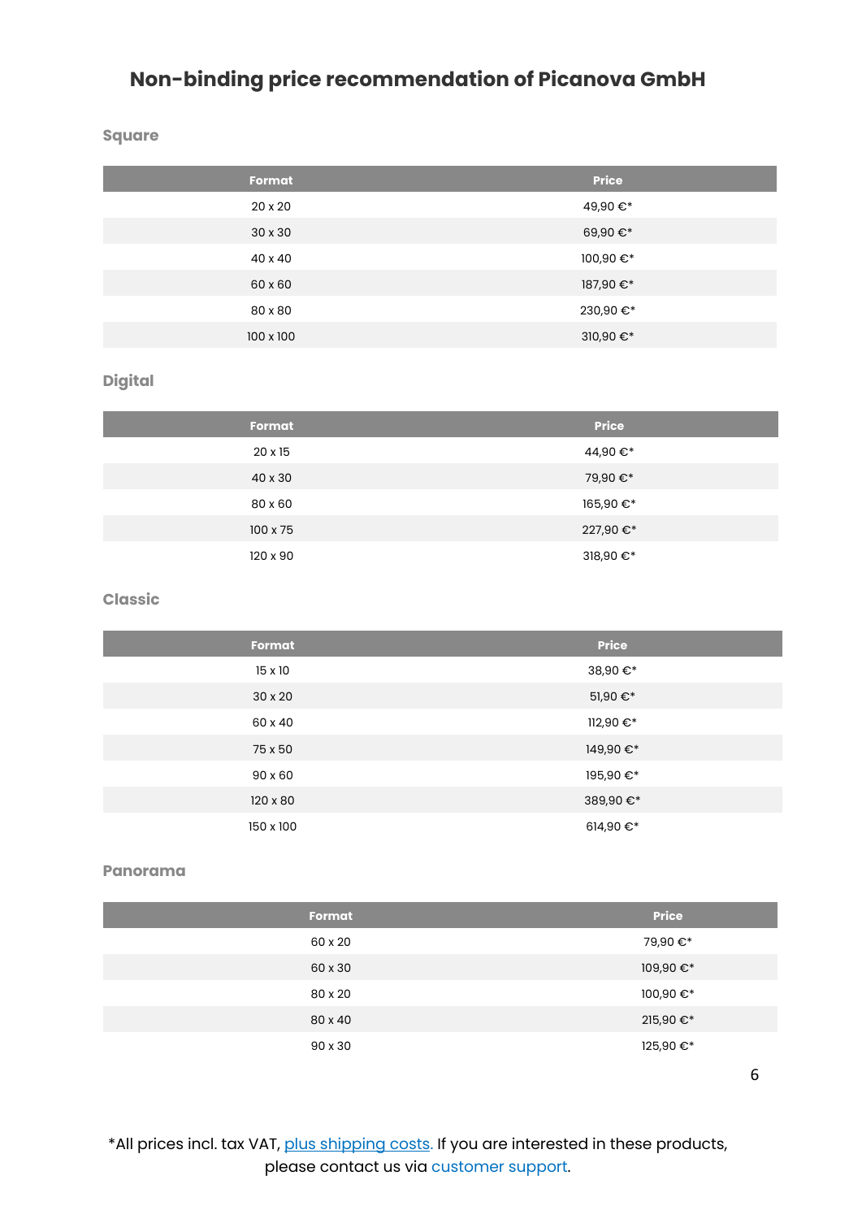## Non-binding price recommendation of Picanova GmbH

### Square

| Format | Price |
|---|---|
| 20 x 20 | 49,90 €* |
| 30 x 30 | 69,90 €* |
| 40 x 40 | 100,90 €* |
| 60 x 60 | 187,90 €* |
| 80 x 80 | 230,90 €* |
| 100 x 100 | 310,90 €* |

### Digital

| Format | Price |
|---|---|
| 20 x 15 | 44,90 €* |
| 40 x 30 | 79,90 €* |
| 80 x 60 | 165,90 €* |
| 100 x 75 | 227,90 €* |
| 120 x 90 | 318,90 €* |

### Classic

| Format | Price |
|---|---|
| 15 x 10 | 38,90 €* |
| 30 x 20 | 51,90 €* |
| 60 x 40 | 112,90 €* |
| 75 x 50 | 149,90 €* |
| 90 x 60 | 195,90 €* |
| 120 x 80 | 389,90 €* |
| 150 x 100 | 614,90 €* |

### Panorama

| Format | Price |
|---|---|
| 60 x 20 | 79,90 €* |
| 60 x 30 | 109,90 €* |
| 80 x 20 | 100,90 €* |
| 80 x 40 | 215,90 €* |
| 90 x 30 | 125,90 €* |

*All prices incl. tax VAT, plus shipping costs. If you are interested in these products, please contact us via customer support.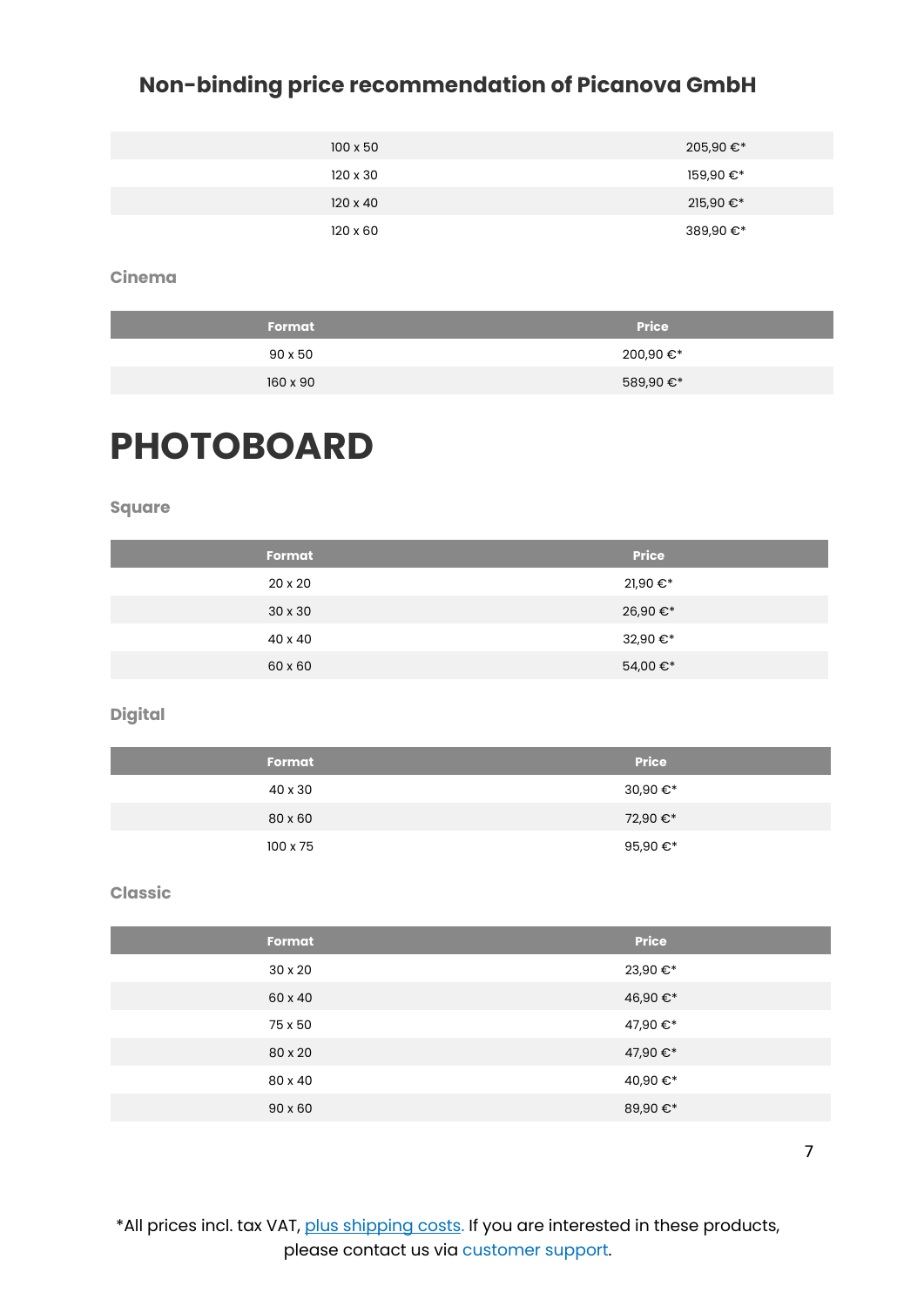## Non-binding price recommendation of Picanova GmbH

| Format | Price |
|---|---|
| 100 x 50 | 205,90 €* |
| 120 x 30 | 159,90 €* |
| 120 x 40 | 215,90 €* |
| 120 x 60 | 389,90 €* |

### Cinema

| Format | Price |
|---|---|
| 90 x 50 | 200,90 €* |
| 160 x 90 | 589,90 €* |

# PHOTOBOARD

### Square

| Format | Price |
|---|---|
| 20 x 20 | 21,90 €* |
| 30 x 30 | 26,90 €* |
| 40 x 40 | 32,90 €* |
| 60 x 60 | 54,00 €* |

### Digital

| Format | Price |
|---|---|
| 40 x 30 | 30,90 €* |
| 80 x 60 | 72,90 €* |
| 100 x 75 | 95,90 €* |

### Classic

| Format | Price |
|---|---|
| 30 x 20 | 23,90 €* |
| 60 x 40 | 46,90 €* |
| 75 x 50 | 47,90 €* |
| 80 x 20 | 47,90 €* |
| 80 x 40 | 40,90 €* |
| 90 x 60 | 89,90 €* |

*All prices incl. tax VAT, plus shipping costs. If you are interested in these products, please contact us via customer support.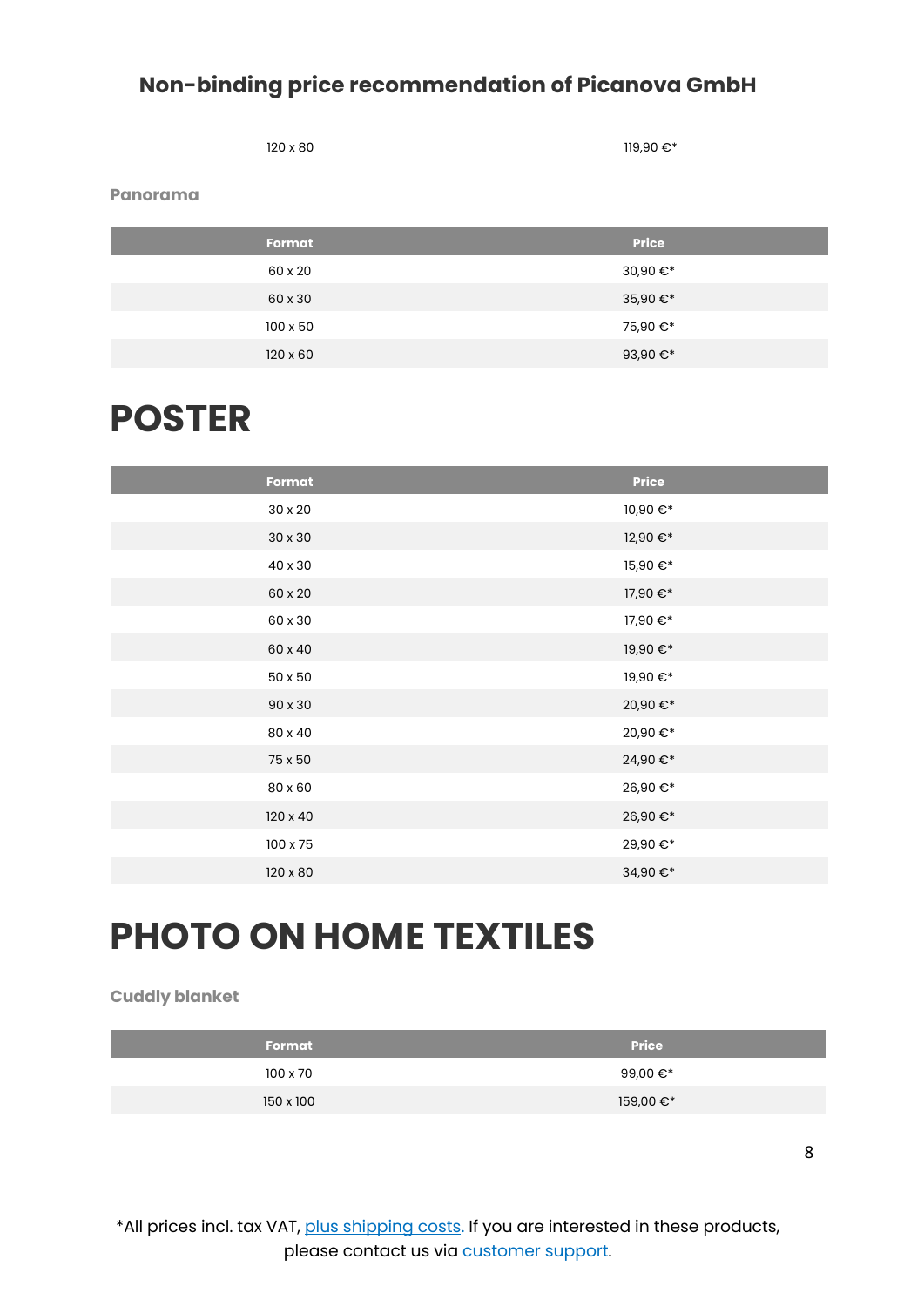## Non-binding price recommendation of Picanova GmbH

| | |
|---|---|
| 120 x 80 | 119,90 €* |

### Panorama

| Format | Price |
|---|---|
| 60 x 20 | 30,90 €* |
| 60 x 30 | 35,90 €* |
| 100 x 50 | 75,90 €* |
| 120 x 60 | 93,90 €* |

# POSTER

| Format | Price |
|---|---|
| 30 x 20 | 10,90 €* |
| 30 x 30 | 12,90 €* |
| 40 x 30 | 15,90 €* |
| 60 x 20 | 17,90 €* |
| 60 x 30 | 17,90 €* |
| 60 x 40 | 19,90 €* |
| 50 x 50 | 19,90 €* |
| 90 x 30 | 20,90 €* |
| 80 x 40 | 20,90 €* |
| 75 x 50 | 24,90 €* |
| 80 x 60 | 26,90 €* |
| 120 x 40 | 26,90 €* |
| 100 x 75 | 29,90 €* |
| 120 x 80 | 34,90 €* |

# PHOTO ON HOME TEXTILES

### Cuddly blanket

| Format | Price |
|---|---|
| 100 x 70 | 99,00 €* |
| 150 x 100 | 159,00 €* |

*All prices incl. tax VAT, plus shipping costs. If you are interested in these products, please contact us via customer support.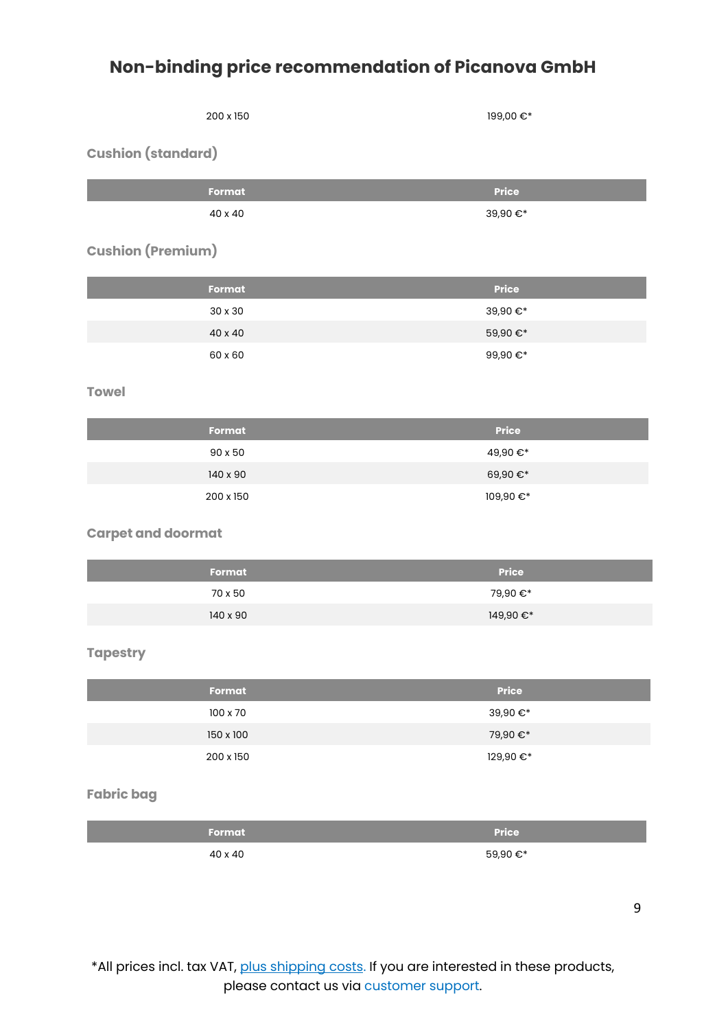# Non-binding price recommendation of Picanova GmbH

| | |
|---|---|
| 200 x 150 | 199,00 €* |

### Cushion (standard)

| Format | Price |
|---|---|
| 40 x 40 | 39,90 €* |

### Cushion (Premium)

| Format | Price |
|---|---|
| 30 x 30 | 39,90 €* |
| 40 x 40 | 59,90 €* |
| 60 x 60 | 99,90 €* |

### Towel

| Format | Price |
|---|---|
| 90 x 50 | 49,90 €* |
| 140 x 90 | 69,90 €* |
| 200 x 150 | 109,90 €* |

### Carpet and doormat

| Format | Price |
|---|---|
| 70 x 50 | 79,90 €* |
| 140 x 90 | 149,90 €* |

### Tapestry

| Format | Price |
|---|---|
| 100 x 70 | 39,90 €* |
| 150 x 100 | 79,90 €* |
| 200 x 150 | 129,90 €* |

### Fabric bag

| Format | Price |
|---|---|
| 40 x 40 | 59,90 €* |

*All prices incl. tax VAT, plus shipping costs. If you are interested in these products, please contact us via customer support.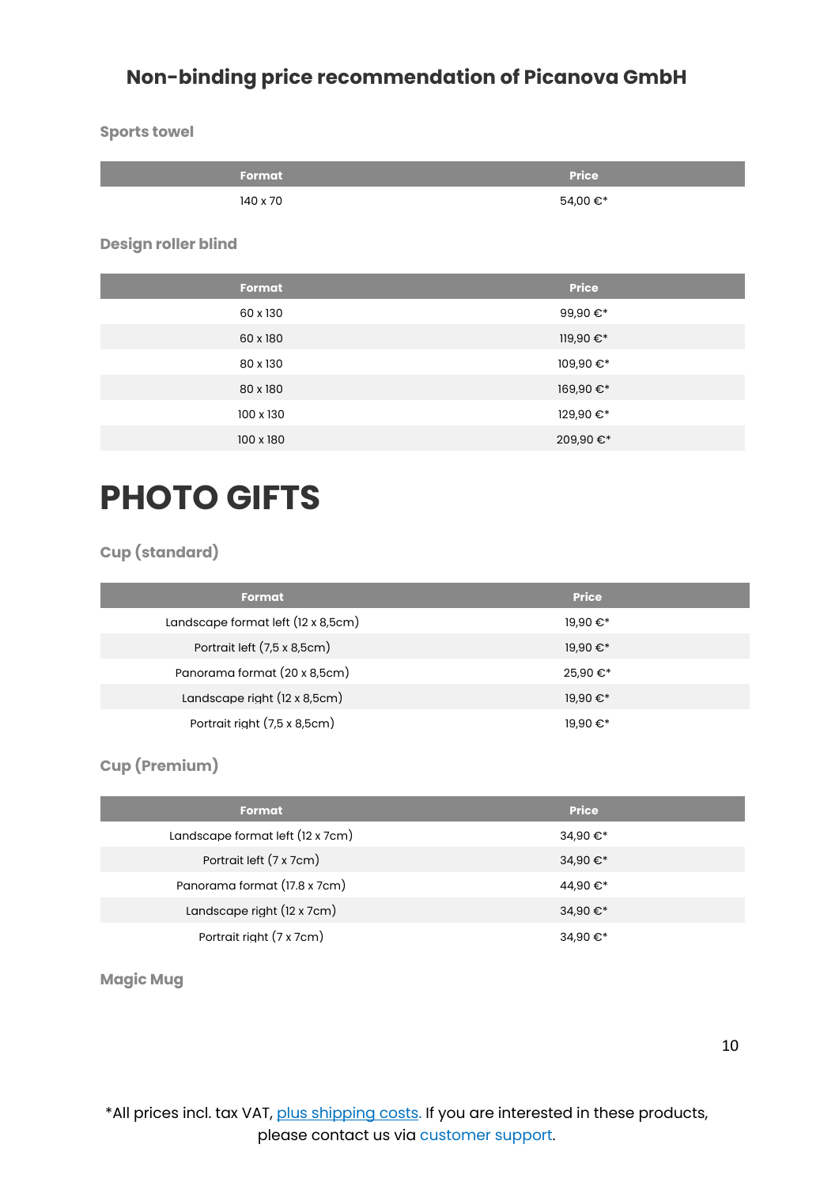## Non-binding price recommendation of Picanova GmbH

### Sports towel

| Format | Price |
| --- | --- |
| 140 x 70 | 54,00 €* |

### Design roller blind

| Format | Price |
| --- | --- |
| 60 x 130 | 99,90 €* |
| 60 x 180 | 119,90 €* |
| 80 x 130 | 109,90 €* |
| 80 x 180 | 169,90 €* |
| 100 x 130 | 129,90 €* |
| 100 x 180 | 209,90 €* |

# PHOTO GIFTS

### Cup (standard)

| Format | Price |
| --- | --- |
| Landscape format left (12 x 8,5cm) | 19,90 €* |
| Portrait left (7,5 x 8,5cm) | 19,90 €* |
| Panorama format (20 x 8,5cm) | 25,90 €* |
| Landscape right (12 x 8,5cm) | 19,90 €* |
| Portrait right (7,5 x 8,5cm) | 19,90 €* |

### Cup (Premium)

| Format | Price |
| --- | --- |
| Landscape format left (12 x 7cm) | 34,90 €* |
| Portrait left (7 x 7cm) | 34,90 €* |
| Panorama format (17.8 x 7cm) | 44,90 €* |
| Landscape right (12 x 7cm) | 34,90 €* |
| Portrait right (7 x 7cm) | 34,90 €* |

### Magic Mug

*All prices incl. tax VAT, plus shipping costs. If you are interested in these products, please contact us via customer support.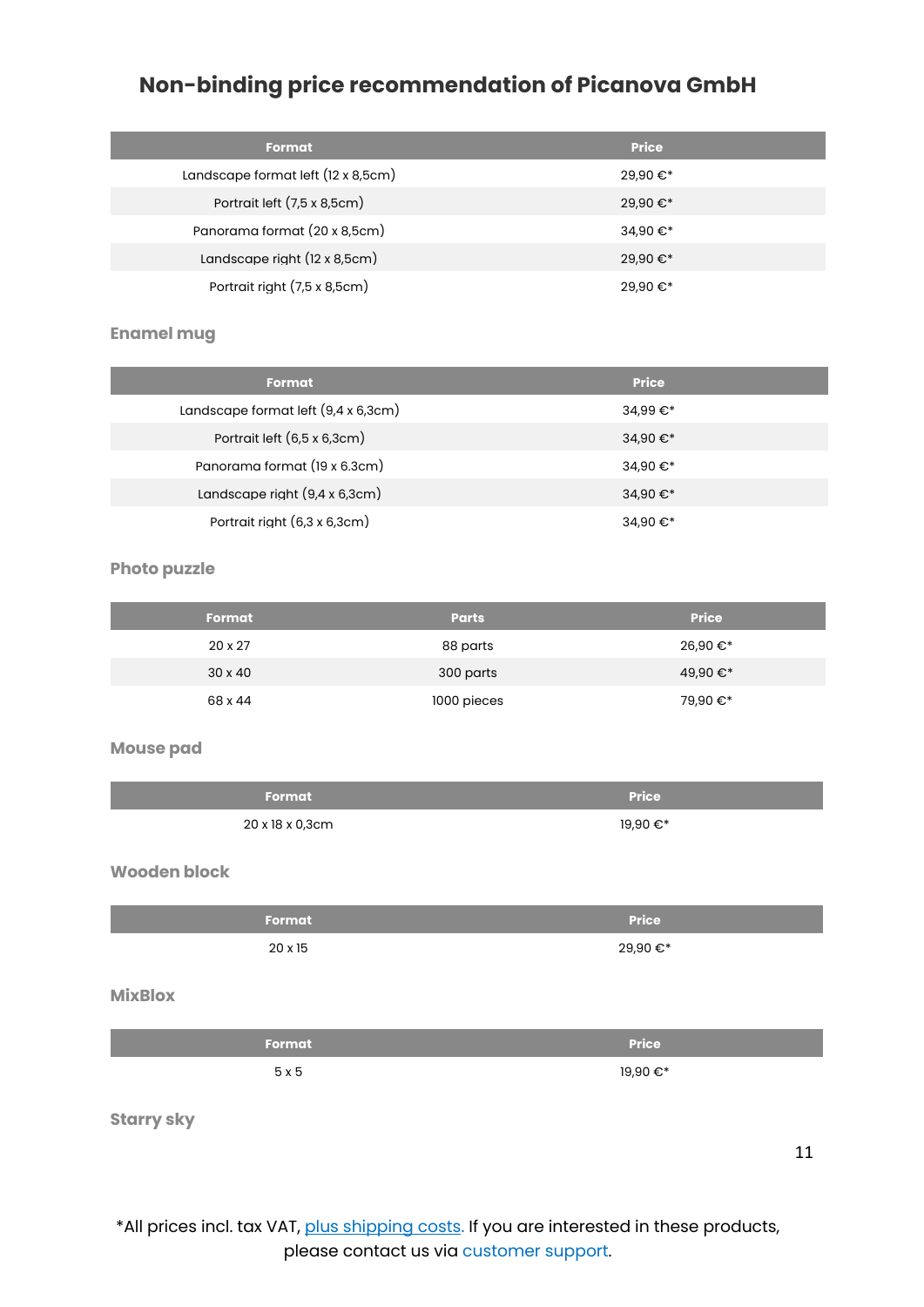## Non-binding price recommendation of Picanova GmbH

| Format | Price |
|---|---|
| Landscape format left (12 x 8,5cm) | 29,90 €* |
| Portrait left (7,5 x 8,5cm) | 29,90 €* |
| Panorama format (20 x 8,5cm) | 34,90 €* |
| Landscape right (12 x 8,5cm) | 29,90 €* |
| Portrait right (7,5 x 8,5cm) | 29,90 €* |

### Enamel mug

| Format | Price |
|---|---|
| Landscape format left (9,4 x 6,3cm) | 34,99 €* |
| Portrait left (6,5 x 6,3cm) | 34,90 €* |
| Panorama format (19 x 6.3cm) | 34,90 €* |
| Landscape right (9,4 x 6,3cm) | 34,90 €* |
| Portrait right (6,3 x 6,3cm) | 34,90 €* |

### Photo puzzle

| Format | Parts | Price |
|---|---|---|
| 20 x 27 | 88 parts | 26,90 €* |
| 30 x 40 | 300 parts | 49,90 €* |
| 68 x 44 | 1000 pieces | 79,90 €* |

### Mouse pad

| Format | Price |
|---|---|
| 20 x 18 x 0,3cm | 19,90 €* |

### Wooden block

| Format | Price |
|---|---|
| 20 x 15 | 29,90 €* |

### MixBlox

| Format | Price |
|---|---|
| 5 x 5 | 19,90 €* |

### Starry sky

*All prices incl. tax VAT, plus shipping costs. If you are interested in these products, please contact us via customer support.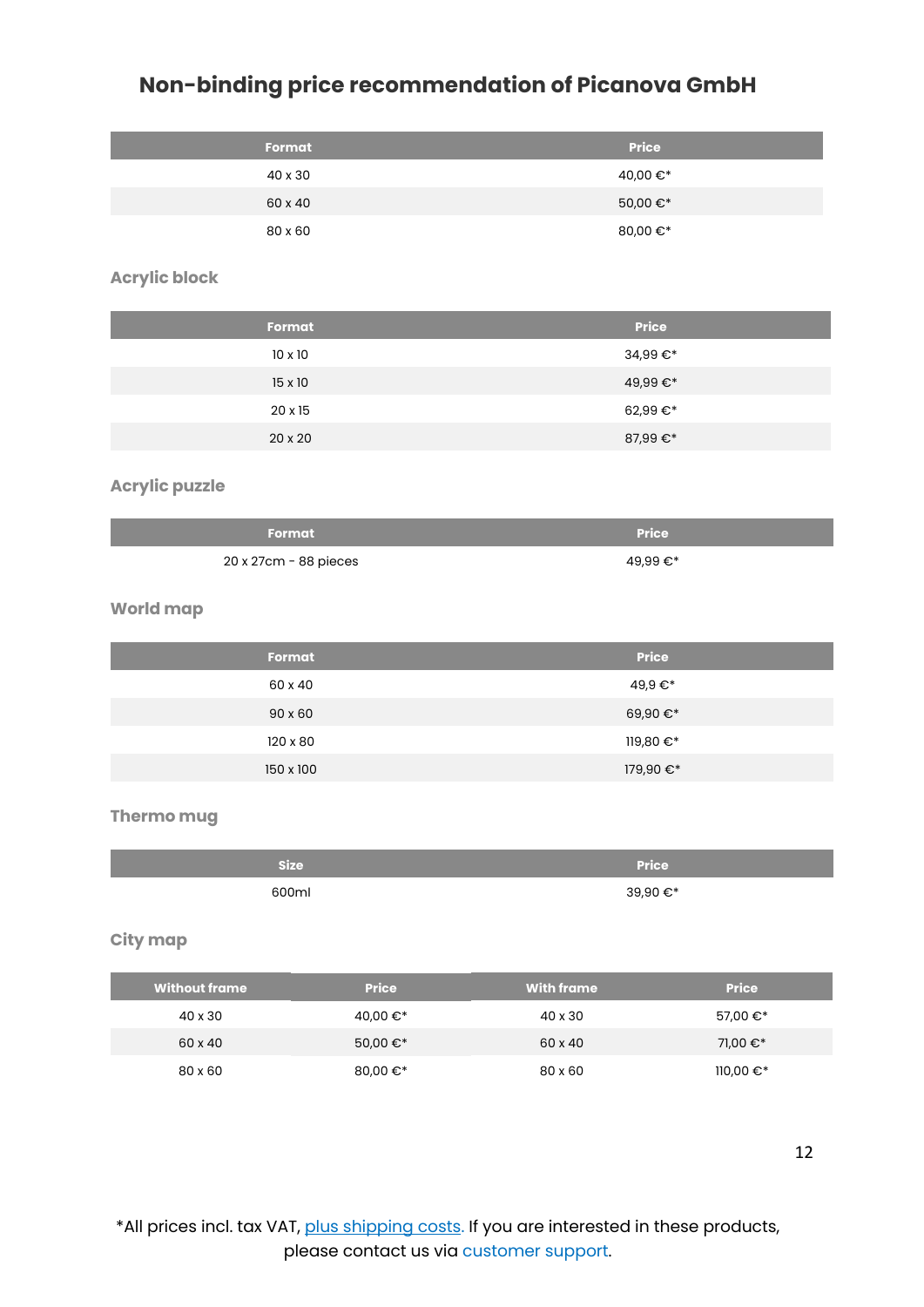## Non-binding price recommendation of Picanova GmbH

| Format | Price |
|---|---|
| 40 x 30 | 40,00 €* |
| 60 x 40 | 50,00 €* |
| 80 x 60 | 80,00 €* |

### Acrylic block

| Format | Price |
|---|---|
| 10 x 10 | 34,99 €* |
| 15 x 10 | 49,99 €* |
| 20 x 15 | 62,99 €* |
| 20 x 20 | 87,99 €* |

### Acrylic puzzle

| Format | Price |
|---|---|
| 20 x 27cm - 88 pieces | 49,99 €* |

### World map

| Format | Price |
|---|---|
| 60 x 40 | 49,9 €* |
| 90 x 60 | 69,90 €* |
| 120 x 80 | 119,80 €* |
| 150 x 100 | 179,90 €* |

### Thermo mug

| Size | Price |
|---|---|
| 600ml | 39,90 €* |

### City map

| Without frame | Price | With frame | Price |
|---|---|---|---|
| 40 x 30 | 40,00 €* | 40 x 30 | 57,00 €* |
| 60 x 40 | 50,00 €* | 60 x 40 | 71,00 €* |
| 80 x 60 | 80,00 €* | 80 x 60 | 110,00 €* |

*All prices incl. tax VAT, plus shipping costs. If you are interested in these products, please contact us via customer support.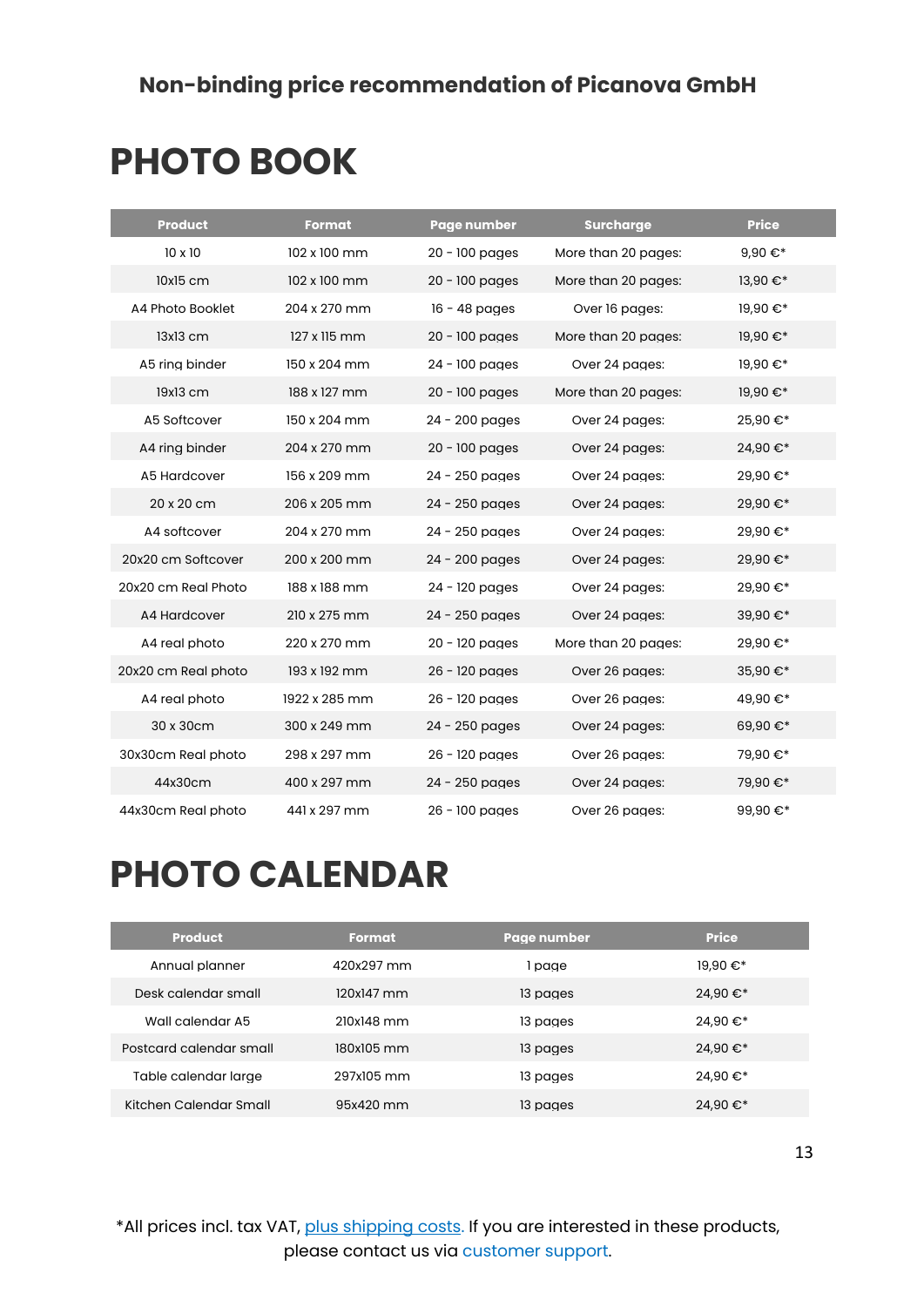**Non-binding price recommendation of Picanova GmbH**

# PHOTO BOOK

| Product | Format | Page number | Surcharge | Price |
|---|---|---|---|---|
| 10 x 10 | 102 x 100 mm | 20 - 100 pages | More than 20 pages: | 9,90 €* |
| 10x15 cm | 102 x 100 mm | 20 - 100 pages | More than 20 pages: | 13,90 €* |
| A4 Photo Booklet | 204 x 270 mm | 16 - 48 pages | Over 16 pages: | 19,90 €* |
| 13x13 cm | 127 x 115 mm | 20 - 100 pages | More than 20 pages: | 19,90 €* |
| A5 ring binder | 150 x 204 mm | 24 - 100 pages | Over 24 pages: | 19,90 €* |
| 19x13 cm | 188 x 127 mm | 20 - 100 pages | More than 20 pages: | 19,90 €* |
| A5 Softcover | 150 x 204 mm | 24 - 200 pages | Over 24 pages: | 25,90 €* |
| A4 ring binder | 204 x 270 mm | 20 - 100 pages | Over 24 pages: | 24,90 €* |
| A5 Hardcover | 156 x 209 mm | 24 - 250 pages | Over 24 pages: | 29,90 €* |
| 20 x 20 cm | 206 x 205 mm | 24 - 250 pages | Over 24 pages: | 29,90 €* |
| A4 softcover | 204 x 270 mm | 24 - 250 pages | Over 24 pages: | 29,90 €* |
| 20x20 cm Softcover | 200 x 200 mm | 24 - 200 pages | Over 24 pages: | 29,90 €* |
| 20x20 cm Real Photo | 188 x 188 mm | 24 - 120 pages | Over 24 pages: | 29,90 €* |
| A4 Hardcover | 210 x 275 mm | 24 - 250 pages | Over 24 pages: | 39,90 €* |
| A4 real photo | 220 x 270 mm | 20 - 120 pages | More than 20 pages: | 29,90 €* |
| 20x20 cm Real photo | 193 x 192 mm | 26 - 120 pages | Over 26 pages: | 35,90 €* |
| A4 real photo | 1922 x 285 mm | 26 - 120 pages | Over 26 pages: | 49,90 €* |
| 30 x 30cm | 300 x 249 mm | 24 - 250 pages | Over 24 pages: | 69,90 €* |
| 30x30cm Real photo | 298 x 297 mm | 26 - 120 pages | Over 26 pages: | 79,90 €* |
| 44x30cm | 400 x 297 mm | 24 - 250 pages | Over 24 pages: | 79,90 €* |
| 44x30cm Real photo | 441 x 297 mm | 26 - 100 pages | Over 26 pages: | 99,90 €* |

# PHOTO CALENDAR

| Product | Format | Page number | Price |
|---|---|---|---|
| Annual planner | 420x297 mm | 1 page | 19,90 €* |
| Desk calendar small | 120x147 mm | 13 pages | 24,90 €* |
| Wall calendar A5 | 210x148 mm | 13 pages | 24,90 €* |
| Postcard calendar small | 180x105 mm | 13 pages | 24,90 €* |
| Table calendar large | 297x105 mm | 13 pages | 24,90 €* |
| Kitchen Calendar Small | 95x420 mm | 13 pages | 24,90 €* |

*All prices incl. tax VAT, plus shipping costs. If you are interested in these products, please contact us via customer support.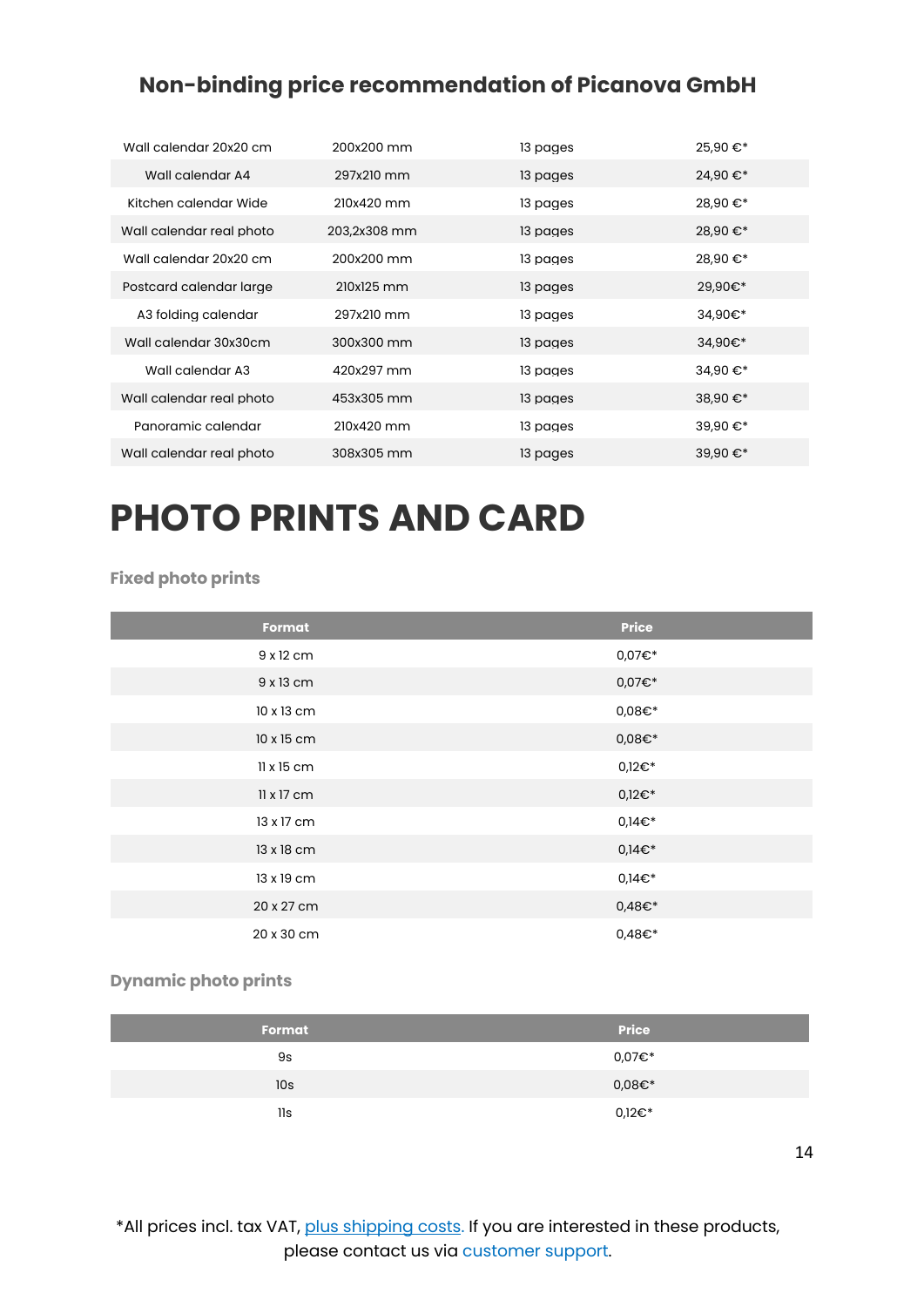## Non-binding price recommendation of Picanova GmbH

| | | | |
|---|---|---|---|
| Wall calendar 20x20 cm | 200x200 mm | 13 pages | 25,90 €* |
| Wall calendar A4 | 297x210 mm | 13 pages | 24,90 €* |
| Kitchen calendar Wide | 210x420 mm | 13 pages | 28,90 €* |
| Wall calendar real photo | 203,2x308 mm | 13 pages | 28,90 €* |
| Wall calendar 20x20 cm | 200x200 mm | 13 pages | 28,90 €* |
| Postcard calendar large | 210x125 mm | 13 pages | 29,90€* |
| A3 folding calendar | 297x210 mm | 13 pages | 34,90€* |
| Wall calendar 30x30cm | 300x300 mm | 13 pages | 34,90€* |
| Wall calendar A3 | 420x297 mm | 13 pages | 34,90 €* |
| Wall calendar real photo | 453x305 mm | 13 pages | 38,90 €* |
| Panoramic calendar | 210x420 mm | 13 pages | 39,90 €* |
| Wall calendar real photo | 308x305 mm | 13 pages | 39,90 €* |

# PHOTO PRINTS AND CARD

### Fixed photo prints

| Format | Price |
|---|---|
| 9 x 12 cm | 0,07€* |
| 9 x 13 cm | 0,07€* |
| 10 x 13 cm | 0,08€* |
| 10 x 15 cm | 0,08€* |
| 11 x 15 cm | 0,12€* |
| 11 x 17 cm | 0,12€* |
| 13 x 17 cm | 0,14€* |
| 13 x 18 cm | 0,14€* |
| 13 x 19 cm | 0,14€* |
| 20 x 27 cm | 0,48€* |
| 20 x 30 cm | 0,48€* |

### Dynamic photo prints

| Format | Price |
|---|---|
| 9s | 0,07€* |
| 10s | 0,08€* |
| 11s | 0,12€* |

*All prices incl. tax VAT, plus shipping costs. If you are interested in these products, please contact us via customer support.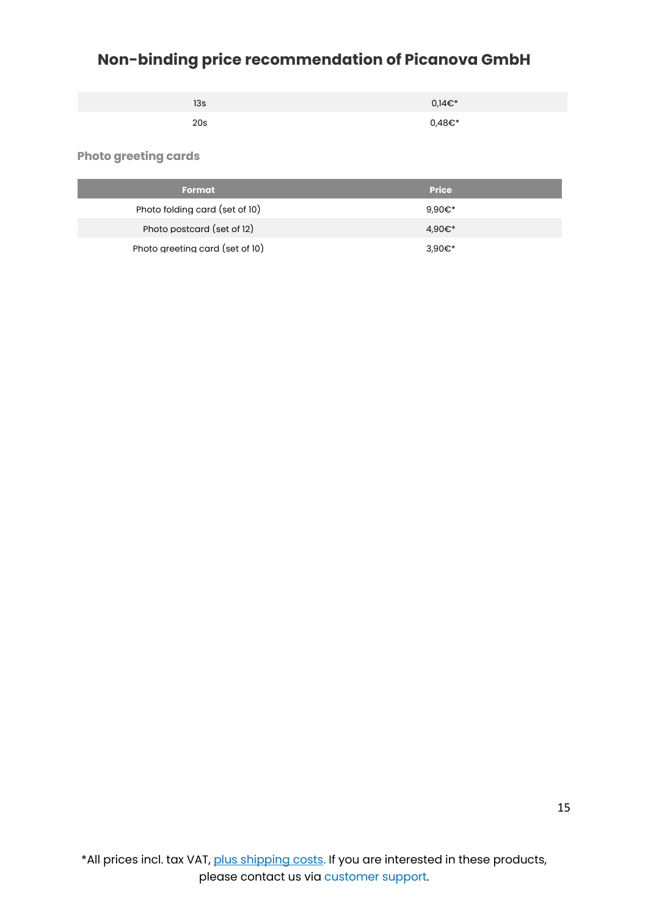# Non-binding price recommendation of Picanova GmbH

| | |
|---|---|
| 13s | 0,14€* |
| 20s | 0,48€* |

### Photo greeting cards

| Format | Price |
|---|---|
| Photo folding card (set of 10) | 9,90€* |
| Photo postcard (set of 12) | 4,90€* |
| Photo greeting card (set of 10) | 3,90€* |

*All prices incl. tax VAT, plus shipping costs. If you are interested in these products, please contact us via customer support.